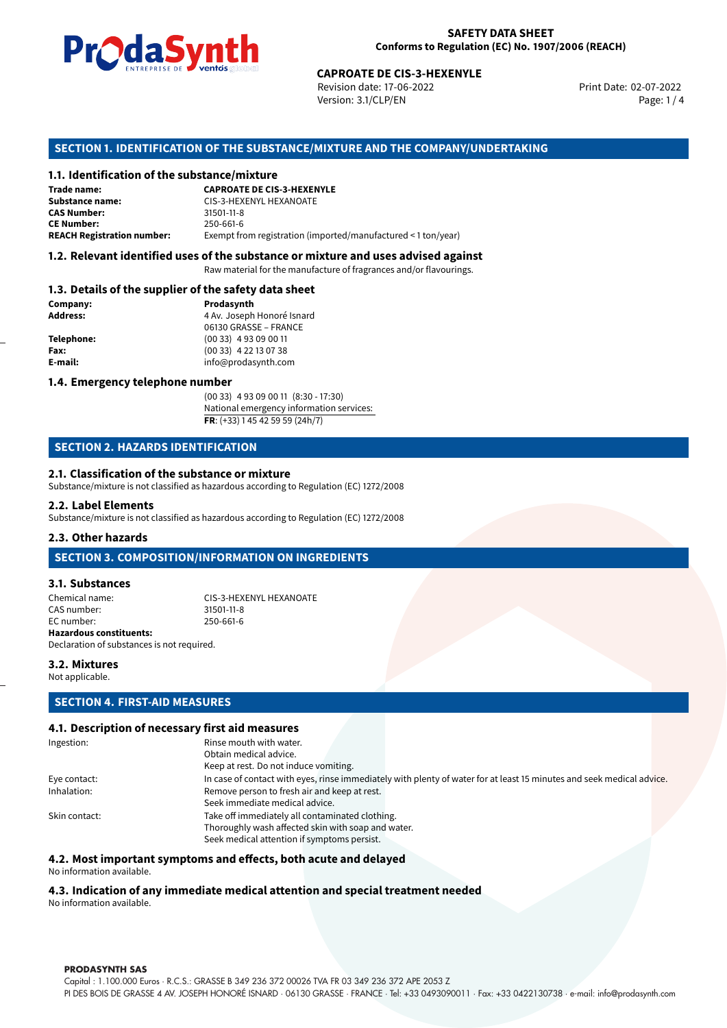**SAFETY DATA SHEET**
**Conforms to Regulation (EC) No. 1907/2006 (REACH)**

**CAPROATE DE CIS-3-HEXENYLE**
Revision date: 17-06-2022
Version: 3.1/CLP/EN
Print Date: 02-07-2022

## SECTION 1. IDENTIFICATION OF THE SUBSTANCE/MIXTURE AND THE COMPANY/UNDERTAKING

### 1.1. Identification of the substance/mixture

| | |
|---|---|
| **Trade name:** | **CAPROATE DE CIS-3-HEXENYLE** |
| **Substance name:** | CIS-3-HEXENYL HEXANOATE |
| **CAS Number:** | 31501-11-8 |
| **CE Number:** | 250-661-6 |
| **REACH Registration number:** | Exempt from registration (imported/manufactured < 1 ton/year) |

### 1.2. Relevant identified uses of the substance or mixture and uses advised against

Raw material for the manufacture of fragrances and/or flavourings.

### 1.3. Details of the supplier of the safety data sheet

| | |
|---|---|
| **Company:** | **Prodasynth** |
| **Address:** | 4 Av. Joseph Honoré Isnard<br>06130 GRASSE – FRANCE |
| **Telephone:** | (00 33) 4 93 09 00 11 |
| **Fax:** | (00 33) 4 22 13 07 38 |
| **E-mail:** | info@prodasynth.com |

### 1.4. Emergency telephone number

(00 33) 4 93 09 00 11 (8:30 - 17:30)
National emergency information services:
**FR**: (+33) 1 45 42 59 59 (24h/7)

## SECTION 2. HAZARDS IDENTIFICATION

### 2.1. Classification of the substance or mixture

Substance/mixture is not classified as hazardous according to Regulation (EC) 1272/2008

### 2.2. Label Elements

Substance/mixture is not classified as hazardous according to Regulation (EC) 1272/2008

### 2.3. Other hazards

## SECTION 3. COMPOSITION/INFORMATION ON INGREDIENTS

### 3.1. Substances

Chemical name: CIS-3-HEXENYL HEXANOATE
CAS number: 31501-11-8
EC number: 250-661-6
**Hazardous constituents:**
Declaration of substances is not required.

### 3.2. Mixtures

Not applicable.

## SECTION 4. FIRST-AID MEASURES

### 4.1. Description of necessary first aid measures

| | |
|---|---|
| Ingestion: | Rinse mouth with water.<br>Obtain medical advice.<br>Keep at rest. Do not induce vomiting. |
| Eye contact: | In case of contact with eyes, rinse immediately with plenty of water for at least 15 minutes and seek medical advice. |
| Inhalation: | Remove person to fresh air and keep at rest.<br>Seek immediate medical advice. |
| Skin contact: | Take off immediately all contaminated clothing.<br>Thoroughly wash affected skin with soap and water.<br>Seek medical attention if symptoms persist. |

### 4.2. Most important symptoms and effects, both acute and delayed

No information available.

### 4.3. Indication of any immediate medical attention and special treatment needed

No information available.

**PRODASYNTH SAS**
Capital : 1.100.000 Euros · R.C.S.: GRASSE B 349 236 372 00026 TVA FR 03 349 236 372 APE 2053 Z
PI DES BOIS DE GRASSE 4 AV. JOSEPH HONORÉ ISNARD · 06130 GRASSE · FRANCE · Tel: +33 0493090011 · Fax: +33 0422130738 · e-mail: info@prodasynth.com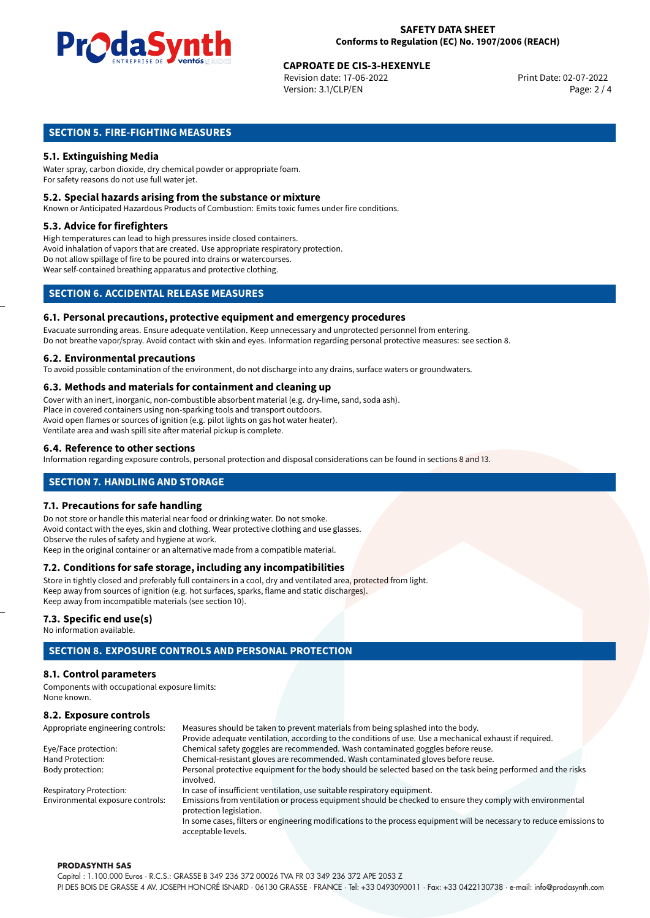## SECTION 5. FIRE-FIGHTING MEASURES

### 5.1. Extinguishing Media

Water spray, carbon dioxide, dry chemical powder or appropriate foam.
For safety reasons do not use full water jet.

### 5.2. Special hazards arising from the substance or mixture

Known or Anticipated Hazardous Products of Combustion: Emits toxic fumes under fire conditions.

### 5.3. Advice for firefighters

High temperatures can lead to high pressures inside closed containers.
Avoid inhalation of vapors that are created. Use appropriate respiratory protection.
Do not allow spillage of fire to be poured into drains or watercourses.
Wear self-contained breathing apparatus and protective clothing.

## SECTION 6. ACCIDENTAL RELEASE MEASURES

### 6.1. Personal precautions, protective equipment and emergency procedures

Evacuate surronding areas. Ensure adequate ventilation. Keep unnecessary and unprotected personnel from entering.
Do not breathe vapor/spray. Avoid contact with skin and eyes. Information regarding personal protective measures: see section 8.

### 6.2. Environmental precautions

To avoid possible contamination of the environment, do not discharge into any drains, surface waters or groundwaters.

### 6.3. Methods and materials for containment and cleaning up

Cover with an inert, inorganic, non-combustible absorbent material (e.g. dry-lime, sand, soda ash).
Place in covered containers using non-sparking tools and transport outdoors.
Avoid open flames or sources of ignition (e.g. pilot lights on gas hot water heater).
Ventilate area and wash spill site after material pickup is complete.

### 6.4. Reference to other sections

Information regarding exposure controls, personal protection and disposal considerations can be found in sections 8 and 13.

## SECTION 7. HANDLING AND STORAGE

### 7.1. Precautions for safe handling

Do not store or handle this material near food or drinking water. Do not smoke.
Avoid contact with the eyes, skin and clothing. Wear protective clothing and use glasses.
Observe the rules of safety and hygiene at work.
Keep in the original container or an alternative made from a compatible material.

### 7.2. Conditions for safe storage, including any incompatibilities

Store in tightly closed and preferably full containers in a cool, dry and ventilated area, protected from light.
Keep away from sources of ignition (e.g. hot surfaces, sparks, flame and static discharges).
Keep away from incompatible materials (see section 10).

### 7.3. Specific end use(s)

No information available.

## SECTION 8. EXPOSURE CONTROLS AND PERSONAL PROTECTION

### 8.1. Control parameters

Components with occupational exposure limits:
None known.

### 8.2. Exposure controls

| | |
|---|---|
| Appropriate engineering controls: | Measures should be taken to prevent materials from being splashed into the body. Provide adequate ventilation, according to the conditions of use. Use a mechanical exhaust if required. |
| Eye/Face protection: | Chemical safety goggles are recommended. Wash contaminated goggles before reuse. |
| Hand Protection: | Chemical-resistant gloves are recommended. Wash contaminated gloves before reuse. |
| Body protection: | Personal protective equipment for the body should be selected based on the task being performed and the risks involved. |
| Respiratory Protection: | In case of insufficient ventilation, use suitable respiratory equipment. |
| Environmental exposure controls: | Emissions from ventilation or process equipment should be checked to ensure they comply with environmental protection legislation. In some cases, filters or engineering modifications to the process equipment will be necessary to reduce emissions to acceptable levels. |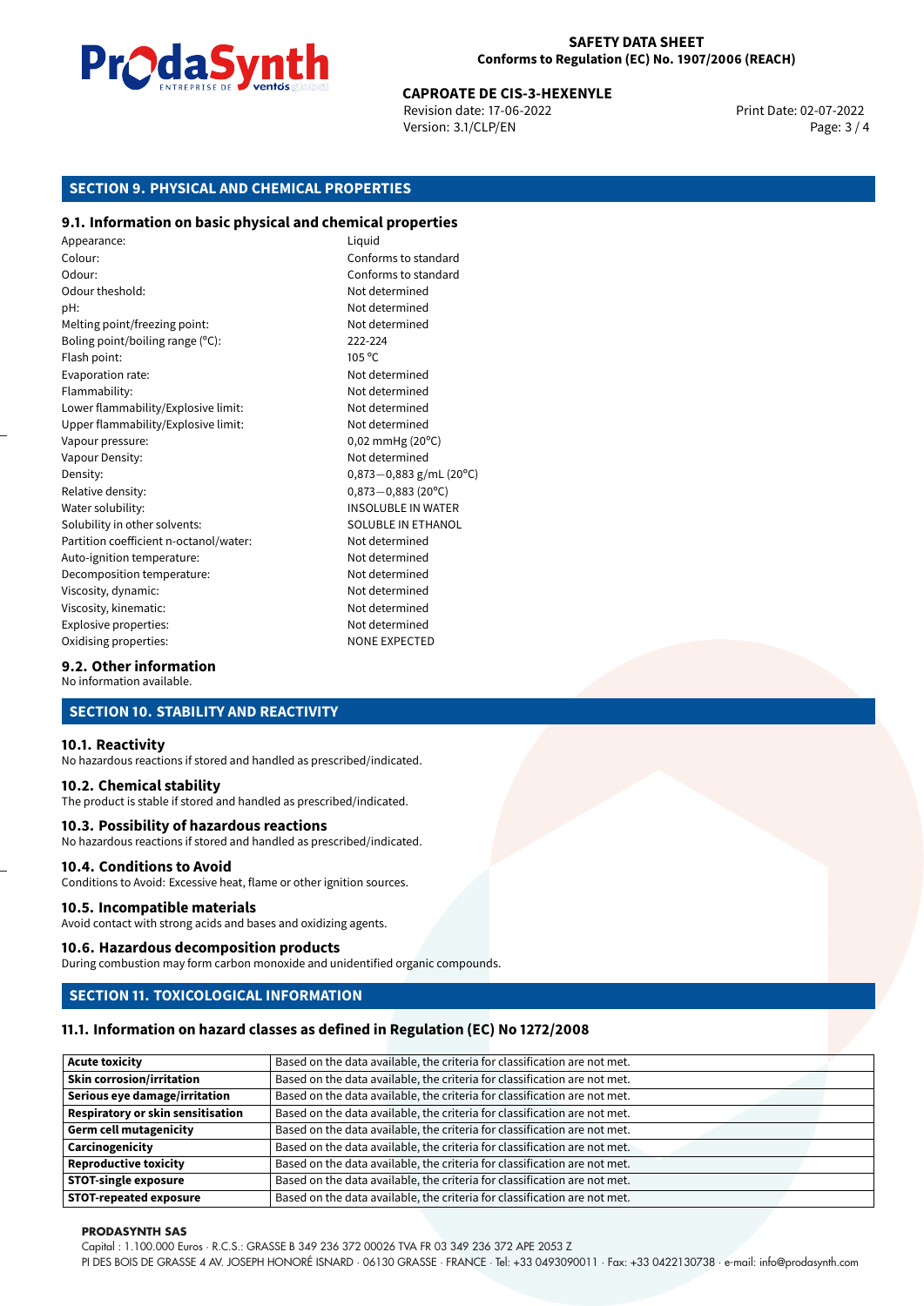## SECTION 9. PHYSICAL AND CHEMICAL PROPERTIES

### 9.1. Information on basic physical and chemical properties

| | |
|---|---|
| Appearance: | Liquid |
| Colour: | Conforms to standard |
| Odour: | Conforms to standard |
| Odour theshold: | Not determined |
| pH: | Not determined |
| Melting point/freezing point: | Not determined |
| Boling point/boiling range (°C): | 222-224 |
| Flash point: | 105 °C |
| Evaporation rate: | Not determined |
| Flammability: | Not determined |
| Lower flammability/Explosive limit: | Not determined |
| Upper flammability/Explosive limit: | Not determined |
| Vapour pressure: | 0,02 mmHg (20°C) |
| Vapour Density: | Not determined |
| Density: | 0,873−0,883 g/mL (20°C) |
| Relative density: | 0,873−0,883 (20°C) |
| Water solubility: | INSOLUBLE IN WATER |
| Solubility in other solvents: | SOLUBLE IN ETHANOL |
| Partition coefficient n-octanol/water: | Not determined |
| Auto-ignition temperature: | Not determined |
| Decomposition temperature: | Not determined |
| Viscosity, dynamic: | Not determined |
| Viscosity, kinematic: | Not determined |
| Explosive properties: | Not determined |
| Oxidising properties: | NONE EXPECTED |

### 9.2. Other information

No information available.

## SECTION 10. STABILITY AND REACTIVITY

### 10.1. Reactivity

No hazardous reactions if stored and handled as prescribed/indicated.

### 10.2. Chemical stability

The product is stable if stored and handled as prescribed/indicated.

### 10.3. Possibility of hazardous reactions

No hazardous reactions if stored and handled as prescribed/indicated.

### 10.4. Conditions to Avoid

Conditions to Avoid: Excessive heat, flame or other ignition sources.

### 10.5. Incompatible materials

Avoid contact with strong acids and bases and oxidizing agents.

### 10.6. Hazardous decomposition products

During combustion may form carbon monoxide and unidentified organic compounds.

## SECTION 11. TOXICOLOGICAL INFORMATION

### 11.1. Information on hazard classes as defined in Regulation (EC) No 1272/2008

| | |
|---|---|
| **Acute toxicity** | Based on the data available, the criteria for classification are not met. |
| **Skin corrosion/irritation** | Based on the data available, the criteria for classification are not met. |
| **Serious eye damage/irritation** | Based on the data available, the criteria for classification are not met. |
| **Respiratory or skin sensitisation** | Based on the data available, the criteria for classification are not met. |
| **Germ cell mutagenicity** | Based on the data available, the criteria for classification are not met. |
| **Carcinogenicity** | Based on the data available, the criteria for classification are not met. |
| **Reproductive toxicity** | Based on the data available, the criteria for classification are not met. |
| **STOT-single exposure** | Based on the data available, the criteria for classification are not met. |
| **STOT-repeated exposure** | Based on the data available, the criteria for classification are not met. |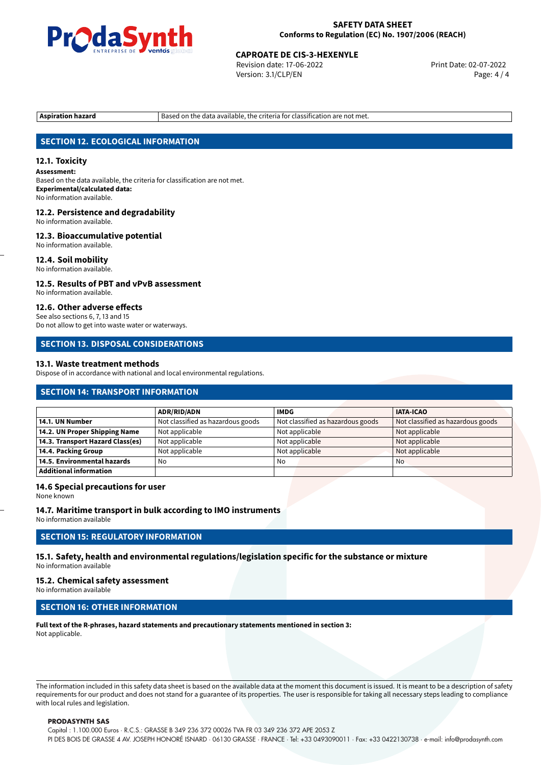| | |
|---|---|
| **Aspiration hazard** | Based on the data available, the criteria for classification are not met. |

## SECTION 12. ECOLOGICAL INFORMATION

### 12.1. Toxicity

**Assessment:**
Based on the data available, the criteria for classification are not met.
**Experimental/calculated data:**
No information available.

### 12.2. Persistence and degradability

No information available.

### 12.3. Bioaccumulative potential

No information available.

### 12.4. Soil mobility

No information available.

### 12.5. Results of PBT and vPvB assessment

No information available.

### 12.6. Other adverse effects

See also sections 6, 7, 13 and 15
Do not allow to get into waste water or waterways.

## SECTION 13. DISPOSAL CONSIDERATIONS

### 13.1. Waste treatment methods

Dispose of in accordance with national and local environmental regulations.

## SECTION 14: TRANSPORT INFORMATION

| | ADR/RID/ADN | IMDG | IATA-ICAO |
|---|---|---|---|
| **14.1. UN Number** | Not classified as hazardous goods | Not classified as hazardous goods | Not classified as hazardous goods |
| **14.2. UN Proper Shipping Name** | Not applicable | Not applicable | Not applicable |
| **14.3. Transport Hazard Class(es)** | Not applicable | Not applicable | Not applicable |
| **14.4. Packing Group** | Not applicable | Not applicable | Not applicable |
| **14.5. Environmental hazards** | No | No | No |
| **Additional information** | | | |

### 14.6 Special precautions for user

None known

### 14.7. Maritime transport in bulk according to IMO instruments

No information available

## SECTION 15: REGULATORY INFORMATION

### 15.1. Safety, health and environmental regulations/legislation specific for the substance or mixture

No information available

### 15.2. Chemical safety assessment

No information available

## SECTION 16: OTHER INFORMATION

**Full text of the R-phrases, hazard statements and precautionary statements mentioned in section 3:**
Not applicable.

The information included in this safety data sheet is based on the available data at the moment this document is issued. It is meant to be a description of safety requirements for our product and does not stand for a guarantee of its properties. The user is responsible for taking all necessary steps leading to compliance with local rules and legislation.

**PRODASYNTH SAS**
Capital : 1.100.000 Euros · R.C.S.: GRASSE B 349 236 372 00026 TVA FR 03 349 236 372 APE 2053 Z
PI DES BOIS DE GRASSE 4 AV. JOSEPH HONORÉ ISNARD · 06130 GRASSE · FRANCE · Tel: +33 0493090011 · Fax: +33 0422130738 · e-mail: info@prodasynth.com